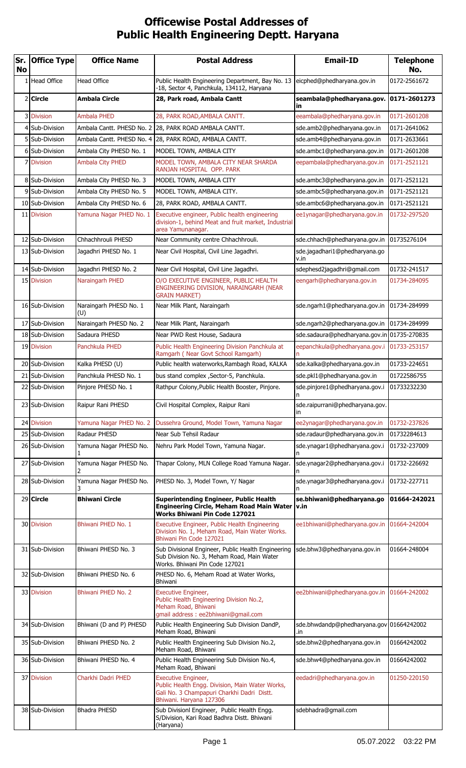# Officewise Postal Addresses of Public Health Engineering Deptt. Haryana

| Sr. No | Office Type | Office Name | Postal Address | Email-ID | Telephone No. |
|---|---|---|---|---|---|
| 1 | Head Office | Head Office | Public Health Engineering Department, Bay No. 13 -18, Sector 4, Panchkula, 134112, Haryana | eicphed@phedharyana.gov.in | 0172-2561672 |
| 2 | **Circle** | **Ambala Circle** | **28, Park road, Ambala Cantt** | **seambala@phedharyana.gov.in** | **0171-2601273** |
| 3 | Division | Ambala PHED | 28, PARK ROAD,AMBALA CANTT. | eeambala@phedharyana.gov.in | 0171-2601208 |
| 4 | Sub-Division | Ambala Cantt. PHESD No. 2 | 28, PARK ROAD AMBALA CANTT. | sde.amb2@phedharyana.gov.in | 0171-2641062 |
| 5 | Sub-Division | Ambala Cantt. PHESD No. 4 | 28, PARK ROAD, AMBALA CANTT. | sde.amb4@phedharyana.gov.in | 0171-2633661 |
| 6 | Sub-Division | Ambala City PHESD No. 1 | MODEL TOWN, AMBALA CITY | sde.ambc1@phedharyana.gov.in | 0171-2601208 |
| 7 | Division | Ambala City PHED | MODEL TOWN, AMBALA CITY NEAR SHARDA RANJAN HOSPITAL OPP. PARK | eepambala@phedharyana.gov.in | 0171-2521121 |
| 8 | Sub-Division | Ambala City PHESD No. 3 | MODEL TOWN, AMBALA CITY | sde.ambc3@phedharyana.gov.in | 0171-2521121 |
| 9 | Sub-Division | Ambala City PHESD No. 5 | MODEL TOWN, AMBALA CITY. | sde.ambc5@phedharyana.gov.in | 0171-2521121 |
| 10 | Sub-Division | Ambala City PHESD No. 6 | 28, PARK ROAD, AMBALA CANTT. | sde.ambc6@phedharyana.gov.in | 0171-2521121 |
| 11 | Division | Yamuna Nagar PHED No. 1 | Executive engineer, Public health engineering division-1, behind Meat and fruit market, Industrial area Yamunanagar. | ee1ynagar@phedharyana.gov.in | 01732-297520 |
| 12 | Sub-Division | Chhachhrouli PHESD | Near Community centre Chhachhrouli. | sde.chhach@phedharyana.gov.in | 01735276104 |
| 13 | Sub-Division | Jagadhri PHESD No. 1 | Near Civil Hospital, Civil Line Jagadhri. | sde.jagadhari1@phedharyana.gov.in | |
| 14 | Sub-Division | Jagadhri PHESD No. 2 | Near Civil Hospital, Civil Line Jagadhri. | sdephesd2jagadhri@gmail.com | 01732-241517 |
| 15 | Division | Naraingarh PHED | O/O EXECUTIVE ENGINEER, PUBLIC HEALTH ENGINEERING DIVISION, NARAINGARH (NEAR GRAIN MARKET) | eengarh@phedharyana.gov.in | 01734-284095 |
| 16 | Sub-Division | Naraingarh PHESD No. 1 (U) | Near Milk Plant, Naraingarh | sde.ngarh1@phedharyana.gov.in | 01734-284999 |
| 17 | Sub-Division | Naraingarh PHESD No. 2 | Near Milk Plant, Naraingarh | sde.ngarh2@phedharyana.gov.in | 01734-284999 |
| 18 | Sub-Division | Sadaura PHESD | Near PWD Rest House, Sadaura | sde.sadaura@phedharyana.gov.in | 01735-270835 |
| 19 | Division | Panchkula PHED | Public Health Engineering Division Panchkula at Ramgarh ( Near Govt School Ramgarh) | eepanchkula@phedharyana.gov.in | 01733-253157 |
| 20 | Sub-Division | Kalka PHESD (U) | Public health waterworks,Rambagh Road, KALKA | sde.kalka@phedharyana.gov.in | 01733-224651 |
| 21 | Sub-Division | Panchkula PHESD No. 1 | bus stand complex ,Sector-5, Panchkula. | sde.pkl1@phedharyana.gov.in | 01722586755 |
| 22 | Sub-Division | Pinjore PHESD No. 1 | Rathpur Colony,Public Health Booster, Pinjore. | sde.pinjore1@phedharyana.gov.in | 01733232230 |
| 23 | Sub-Division | Raipur Rani PHESD | Civil Hospital Complex, Raipur Rani | sde.raipurrani@phedharyana.gov.in | |
| 24 | Division | Yamuna Nagar PHED No. 2 | Dussehra Ground, Model Town, Yamuna Nagar | ee2ynagar@phedharyana.gov.in | 01732-237826 |
| 25 | Sub-Division | Radaur PHESD | Near Sub Tehsil Radaur | sde.radaur@phedharyana.gov.in | 01732284613 |
| 26 | Sub-Division | Yamuna Nagar PHESD No. 1 | Nehru Park Model Town, Yamuna Nagar. | sde.ynagar1@phedharyana.gov.in | 01732-237009 |
| 27 | Sub-Division | Yamuna Nagar PHESD No. 2 | Thapar Colony, MLN College Road Yamuna Nagar. | sde.ynagar2@phedharyana.gov.in | 01732-226692 |
| 28 | Sub-Division | Yamuna Nagar PHESD No. 3 | PHESD No. 3, Model Town, Y/ Nagar | sde.ynagar3@phedharyana.gov.in | 01732-227711 |
| 29 | **Circle** | **Bhiwani Circle** | **Superintending Engineer, Public Health Engineering Circle, Meham Road Main Water Works Bhiwani Pin Code 127021** | **se.bhiwani@phedharyana.gov.in** | **01664-242021** |
| 30 | Division | Bhiwani PHED No. 1 | Executive Engineer, Public Health Engineering Division No. 1, Meham Road, Main Water Works. Bhiwani Pin Code 127021 | ee1bhiwani@phedharyana.gov.in | 01664-242004 |
| 31 | Sub-Division | Bhiwani PHESD No. 3 | Sub Divisional Engineer, Public Health Engineering Sub Division No. 3, Meham Road, Main Water Works. Bhiwani Pin Code 127021 | sde.bhw3@phedharyana.gov.in | 01664-248004 |
| 32 | Sub-Division | Bhiwani PHESD No. 6 | PHESD No. 6, Meham Road at Water Works, Bhiwani | | |
| 33 | Division | Bhiwani PHED No. 2 | Executive Engineer, Public Health Engineering Division No.2, Meham Road, Bhiwani gmail address : ee2bhiwani@gmail.com | ee2bhiwani@phedharyana.gov.in | 01664-242002 |
| 34 | Sub-Division | Bhiwani (D and P) PHESD | Public Health Engineering Sub Division DandP, Meham Road, Bhiwani | sde.bhwdandp@phedharyana.gov.in | 01664242002 |
| 35 | Sub-Division | Bhiwani PHESD No. 2 | Public Health Engineering Sub Division No.2, Meham Road, Bhiwani | sde.bhw2@phedharyana.gov.in | 01664242002 |
| 36 | Sub-Division | Bhiwani PHESD No. 4 | Public Health Engineering Sub Division No.4, Meham Road, Bhiwani | sde.bhw4@phedharyana.gov.in | 01664242002 |
| 37 | Division | Charkhi Dadri PHED | Executive Engineer, Public Health Engg. Division, Main Water Works, Gali No. 3 Champapuri Charkhi Dadri Distt. Bhiwani. Haryana 127306 | eedadri@phedharyana.gov.in | 01250-220150 |
| 38 | Sub-Division | Bhadra PHESD | Sub Divisionl Engineer, Public Health Engg. S/Division, Kari Road Badhra Distt. Bhiwani (Haryana) | sdebhadra@gmail.com | |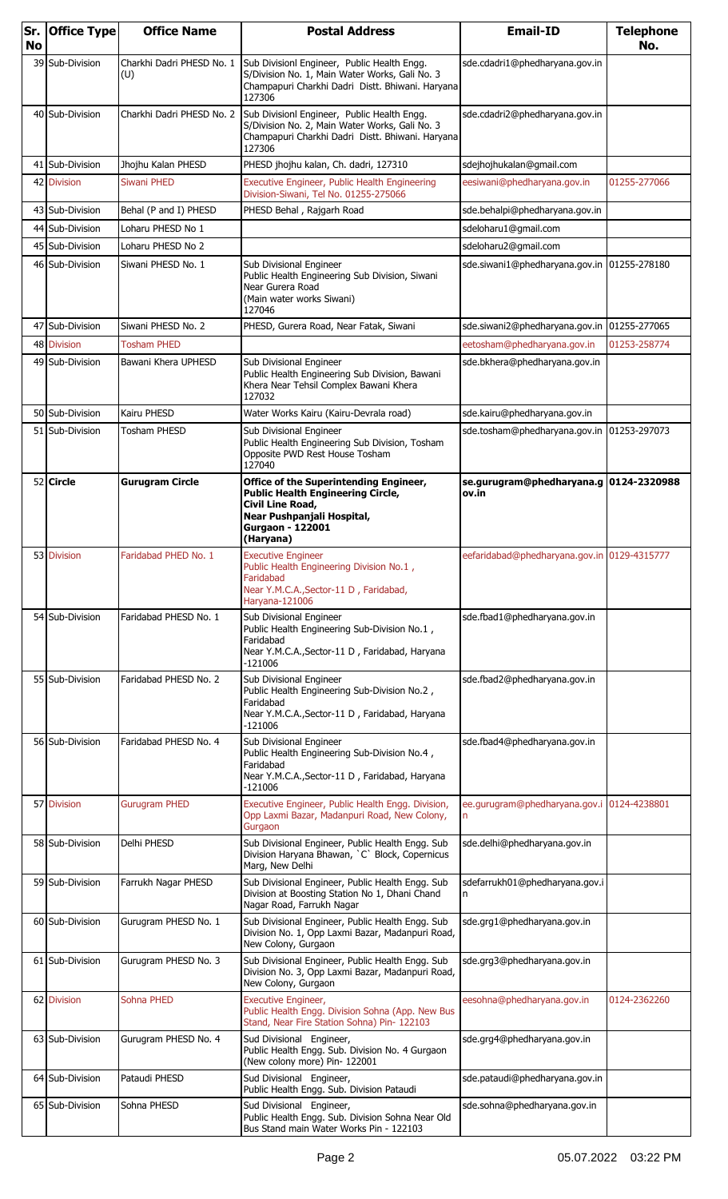| Sr. No | Office Type | Office Name | Postal Address | Email-ID | Telephone No. |
|---|---|---|---|---|---|
| 39 | Sub-Division | Charkhi Dadri PHESD No. 1 (U) | Sub Divisionl Engineer, Public Health Engg. S/Division No. 1, Main Water Works, Gali No. 3 Champapuri Charkhi Dadri Distt. Bhiwani. Haryana 127306 | sde.cdadri1@phedharyana.gov.in | |
| 40 | Sub-Division | Charkhi Dadri PHESD No. 2 | Sub Divisionl Engineer, Public Health Engg. S/Division No. 2, Main Water Works, Gali No. 3 Champapuri Charkhi Dadri Distt. Bhiwani. Haryana 127306 | sde.cdadri2@phedharyana.gov.in | |
| 41 | Sub-Division | Jhojhu Kalan PHESD | PHESD jhojhu kalan, Ch. dadri, 127310 | sdejhojhukalan@gmail.com | |
| 42 | Division | Siwani PHED | Executive Engineer, Public Health Engineering Division-Siwani, Tel No. 01255-275066 | eesiwani@phedharyana.gov.in | 01255-277066 |
| 43 | Sub-Division | Behal (P and I) PHESD | PHESD Behal , Rajgarh Road | sde.behalpi@phedharyana.gov.in | |
| 44 | Sub-Division | Loharu PHESD No 1 | | sdeloharu1@gmail.com | |
| 45 | Sub-Division | Loharu PHESD No 2 | | sdeloharu2@gmail.com | |
| 46 | Sub-Division | Siwani PHESD No. 1 | Sub Divisional Engineer<br>Public Health Engineering Sub Division, Siwani<br>Near Gurera Road<br>(Main water works Siwani)<br>127046 | sde.siwani1@phedharyana.gov.in | 01255-278180 |
| 47 | Sub-Division | Siwani PHESD No. 2 | PHESD, Gurera Road, Near Fatak, Siwani | sde.siwani2@phedharyana.gov.in | 01255-277065 |
| 48 | Division | Tosham PHED | | eetosham@phedharyana.gov.in | 01253-258774 |
| 49 | Sub-Division | Bawani Khera UPHESD | Sub Divisional Engineer<br>Public Health Engineering Sub Division, Bawani Khera Near Tehsil Complex Bawani Khera<br>127032 | sde.bkhera@phedharyana.gov.in | |
| 50 | Sub-Division | Kairu PHESD | Water Works Kairu (Kairu-Devrala road) | sde.kairu@phedharyana.gov.in | |
| 51 | Sub-Division | Tosham PHESD | Sub Divisional Engineer<br>Public Health Engineering Sub Division, Tosham<br>Opposite PWD Rest House Tosham<br>127040 | sde.tosham@phedharyana.gov.in | 01253-297073 |
| 52 | **Circle** | **Gurugram Circle** | **Office of the Superintending Engineer,<br>Public Health Engineering Circle,<br>Civil Line Road,<br>Near Pushpanjali Hospital,<br>Gurgaon - 122001<br>(Haryana)** | **se.gurugram@phedharyana.gov.in** | **0124-2320988** |
| 53 | Division | Faridabad PHED No. 1 | Executive Engineer<br>Public Health Engineering Division No.1 , Faridabad<br>Near Y.M.C.A.,Sector-11 D , Faridabad, Haryana-121006 | eefaridabad@phedharyana.gov.in | 0129-4315777 |
| 54 | Sub-Division | Faridabad PHESD No. 1 | Sub Divisional Engineer<br>Public Health Engineering Sub-Division No.1 , Faridabad<br>Near Y.M.C.A.,Sector-11 D , Faridabad, Haryana -121006 | sde.fbad1@phedharyana.gov.in | |
| 55 | Sub-Division | Faridabad PHESD No. 2 | Sub Divisional Engineer<br>Public Health Engineering Sub-Division No.2 , Faridabad<br>Near Y.M.C.A.,Sector-11 D , Faridabad, Haryana -121006 | sde.fbad2@phedharyana.gov.in | |
| 56 | Sub-Division | Faridabad PHESD No. 4 | Sub Divisional Engineer<br>Public Health Engineering Sub-Division No.4 , Faridabad<br>Near Y.M.C.A.,Sector-11 D , Faridabad, Haryana -121006 | sde.fbad4@phedharyana.gov.in | |
| 57 | Division | Gurugram PHED | Executive Engineer, Public Health Engg. Division, Opp Laxmi Bazar, Madanpuri Road, New Colony, Gurgaon | ee.gurugram@phedharyana.gov.in | 0124-4238801 |
| 58 | Sub-Division | Delhi PHESD | Sub Divisional Engineer, Public Health Engg. Sub Division Haryana Bhawan, `C` Block, Copernicus Marg, New Delhi | sde.delhi@phedharyana.gov.in | |
| 59 | Sub-Division | Farrukh Nagar PHESD | Sub Divisional Engineer, Public Health Engg. Sub Division at Boosting Station No 1, Dhani Chand Nagar Road, Farrukh Nagar | sdefarrukh01@phedharyana.gov.in | |
| 60 | Sub-Division | Gurugram PHESD No. 1 | Sub Divisional Engineer, Public Health Engg. Sub Division No. 1, Opp Laxmi Bazar, Madanpuri Road, New Colony, Gurgaon | sde.grg1@phedharyana.gov.in | |
| 61 | Sub-Division | Gurugram PHESD No. 3 | Sub Divisional Engineer, Public Health Engg. Sub Division No. 3, Opp Laxmi Bazar, Madanpuri Road, New Colony, Gurgaon | sde.grg3@phedharyana.gov.in | |
| 62 | Division | Sohna PHED | Executive Engineer,<br>Public Health Engg. Division Sohna (App. New Bus Stand, Near Fire Station Sohna) Pin- 122103 | eesohna@phedharyana.gov.in | 0124-2362260 |
| 63 | Sub-Division | Gurugram PHESD No. 4 | Sud Divisional Engineer,<br>Public Health Engg. Sub. Division No. 4 Gurgaon (New colony more) Pin- 122001 | sde.grg4@phedharyana.gov.in | |
| 64 | Sub-Division | Pataudi PHESD | Sud Divisional Engineer,<br>Public Health Engg. Sub. Division Pataudi | sde.pataudi@phedharyana.gov.in | |
| 65 | Sub-Division | Sohna PHESD | Sud Divisional Engineer,<br>Public Health Engg. Sub. Division Sohna Near Old Bus Stand main Water Works Pin - 122103 | sde.sohna@phedharyana.gov.in | |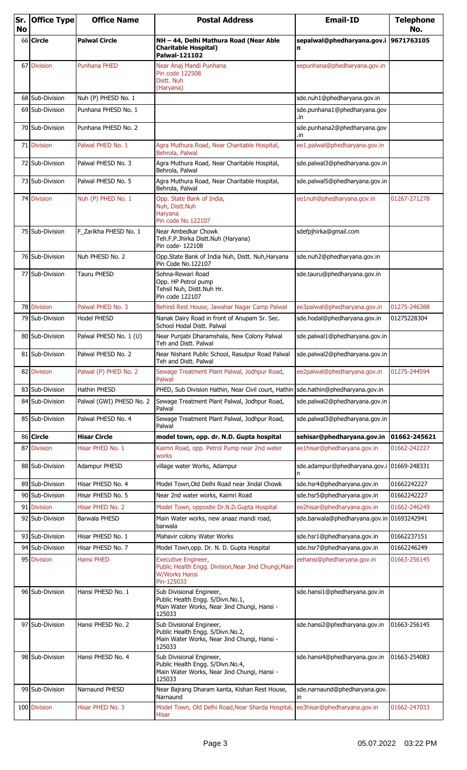| Sr. No | Office Type | Office Name | Postal Address | Email-ID | Telephone No. |
|---|---|---|---|---|---|
| 66 | **Circle** | **Palwal Circle** | **NH – 44, Delhi Mathura Road (Near Able Charitable Hospital) Palwal-121102** | **sepalwal@phedharyana.gov.in** | **9671763105** |
| 67 | Division | Punhana PHED | Near Anaj Mandi Punhana Pin code 122508 Distt. Nuh (Haryana) | eepunhana@phedharyana.gov.in | |
| 68 | Sub-Division | Nuh (P) PHESD No. 1 | | sde.nuh1@phedharyana.gov.in | |
| 69 | Sub-Division | Punhana PHESD No. 1 | | sde.punhana1@phedharyana.gov.in | |
| 70 | Sub-Division | Punhana PHESD No. 2 | | sde.punhana2@phedharyana.gov.in | |
| 71 | Division | Palwal PHED No. 1 | Agra Muthura Road, Near Charitable Hospital, Behrola, Palwal | ee1.palwal@phedharyana.gov.in | |
| 72 | Sub-Division | Palwal PHESD No. 3 | Agra Muthura Road, Near Charitable Hospital, Behrola, Palwal | sde.palwal3@phedharyana.gov.in | |
| 73 | Sub-Division | Palwal PHESD No. 5 | Agra Muthura Road, Near Charitable Hospital, Behrola, Palwal | sde.palwal5@phedharyana.gov.in | |
| 74 | Division | Nuh (P) PHED No. 1 | Opp. State Bank of India, Nuh, Distt.Nuh Haryana Pin code No.122107 | ee1nuh@phedharyana.gov.in | 01267-271278 |
| 75 | Sub-Division | F_Zarikha PHESD No. 1 | Near Ambedkar Chowk Teh.F.P.Jhirka Distt.Nuh (Haryana) Pin code- 122108 | sdefpjhirka@gmail.com | |
| 76 | Sub-Division | Nuh PHESD No. 2 | Opp.State Bank of India Nuh, Distt. Nuh,Haryana Pin Code No.122107 | sde.nuh2@phedharyana.gov.in | |
| 77 | Sub-Division | Tauru PHESD | Sohna-Rewari Road Opp. HP Petrol pump Tehsil Nuh, Distt.Nuh Hr. Pin code 122107 | sde.tauru@phedharyana.gov.in | |
| 78 | Division | Palwal PHED No. 3 | Behind Rest House, Jawahar Nagar Camp Palwal | ee3palwal@phedharyana.gov.in | 01275-246388 |
| 79 | Sub-Division | Hodel PHESD | Nanak Dairy Road in front of Anupam Sr. Sec. School Hodal Distt. Palwal | sde.hodal@phedharyana.gov.in | 01275228304 |
| 80 | Sub-Division | Palwal PHESD No. 1 (U) | Near Punjabi Dharamshala, New Colony Palwal Teh and Distt. Palwal | sde.palwal1@phedharyana.gov.in | |
| 81 | Sub-Division | Palwal PHESD No. 2 | Near Nishant Public School, Rasulpur Road Palwal Teh and Distt. Palwal | sde.palwal2@phedharyana.gov.in | |
| 82 | Division | Palwal (P) PHED No. 2 | Sewage Treatment Plant Palwal, Jodhpur Road, Palwal | ee2palwal@phedharyana.gov.in | 01275-244594 |
| 83 | Sub-Division | Hathin PHESD | PHED, Sub Division Hathin, Near Civil court, Hathin | sde.hathin@phedharyana.gov.in | |
| 84 | Sub-Division | Palwal (GWI) PHESD No. 2 | Sewage Treatment Plant Palwal, Jodhpur Road, Palwal | sde.palwal2@phedharyana.gov.in | |
| 85 | Sub-Division | Palwal PHESD No. 4 | Sewage Treatment Plant Palwal, Jodhpur Road, Palwal | sde.palwal3@phedharyana.gov.in | |
| 86 | **Circle** | **Hisar Circle** | **model town, opp. dr. N.D. Gupta hospital** | **sehisar@phedharyana.gov.in** | **01662-245621** |
| 87 | Division | Hisar PHED No. 1 | Kaimri Road, opp. Petrol Pump near 2nd water works | ee1hisar@phedharyana.gov.in | 01662-242227 |
| 88 | Sub-Division | Adampur PHESD | village water Works, Adampur | sde.adampur@phedharyana.gov.in | 01669-248331 |
| 89 | Sub-Division | Hisar PHESD No. 4 | Model Town,Old Delhi Road near Jindal Chowk | sde.hsr4@phedharyana.gov.in | 01662242227 |
| 90 | Sub-Division | Hisar PHESD No. 5 | Near 2nd water works, Kaimri Road | sde.hsr5@phedharyana.gov.in | 01662242227 |
| 91 | Division | Hisar PHED No. 2 | Model Town, opposite Dr.N.D.Gupta Hospital | ee2hisar@phedharyana.gov.in | 01662-246249 |
| 92 | Sub-Division | Barwala PHESD | Main Water works, new anaaz mandi road, barwala | sde.barwala@phedharyana.gov.in | 01693242941 |
| 93 | Sub-Division | Hisar PHESD No. 1 | Mahavir colony Water Works | sde.hsr1@phedharyana.gov.in | 01662237151 |
| 94 | Sub-Division | Hisar PHESD No. 7 | Model Town,opp. Dr. N. D. Gupta Hospital | sde.hsr7@phedharyana.gov.in | 01662246249 |
| 95 | Division | Hansi PHED | Executive Engineer, Public Health Engg. Division,Near Jind Chungi,Main W/Works Hansi Pin-125033 | eehansi@phedharyana.gov.in | 01663-256145 |
| 96 | Sub-Division | Hansi PHESD No. 1 | Sub Divisional Engineer, Public Health Engg. S/Divn.No.1, Main Water Works, Near Jind Chungi, Hansi - 125033 | sde.hansi1@phedharyana.gov.in | |
| 97 | Sub-Division | Hansi PHESD No. 2 | Sub Divisional Engineer, Public Health Engg. S/Divn.No.2, Main Water Works, Near Jind Chungi, Hansi - 125033 | sde.hansi2@phedharyana.gov.in | 01663-256145 |
| 98 | Sub-Division | Hansi PHESD No. 4 | Sub Divisional Engineer, Public Health Engg. S/Divn.No.4, Main Water Works, Near Jind Chungi, Hansi - 125033 | sde.hansi4@phedharyana.gov.in | 01663-254083 |
| 99 | Sub-Division | Narnaund PHESD | Near Bajrang Dharam kanta, Kishan Rest House, Narnaund | sde.narnaund@phedharyana.gov.in | |
| 100 | Division | Hisar PHED No. 3 | Model Town, Old Delhi Road,Near Sharda Hospital, Hisar | ee3hisar@phedharyana.gov.in | 01662-247033 |

05.07.2022 03:22 PM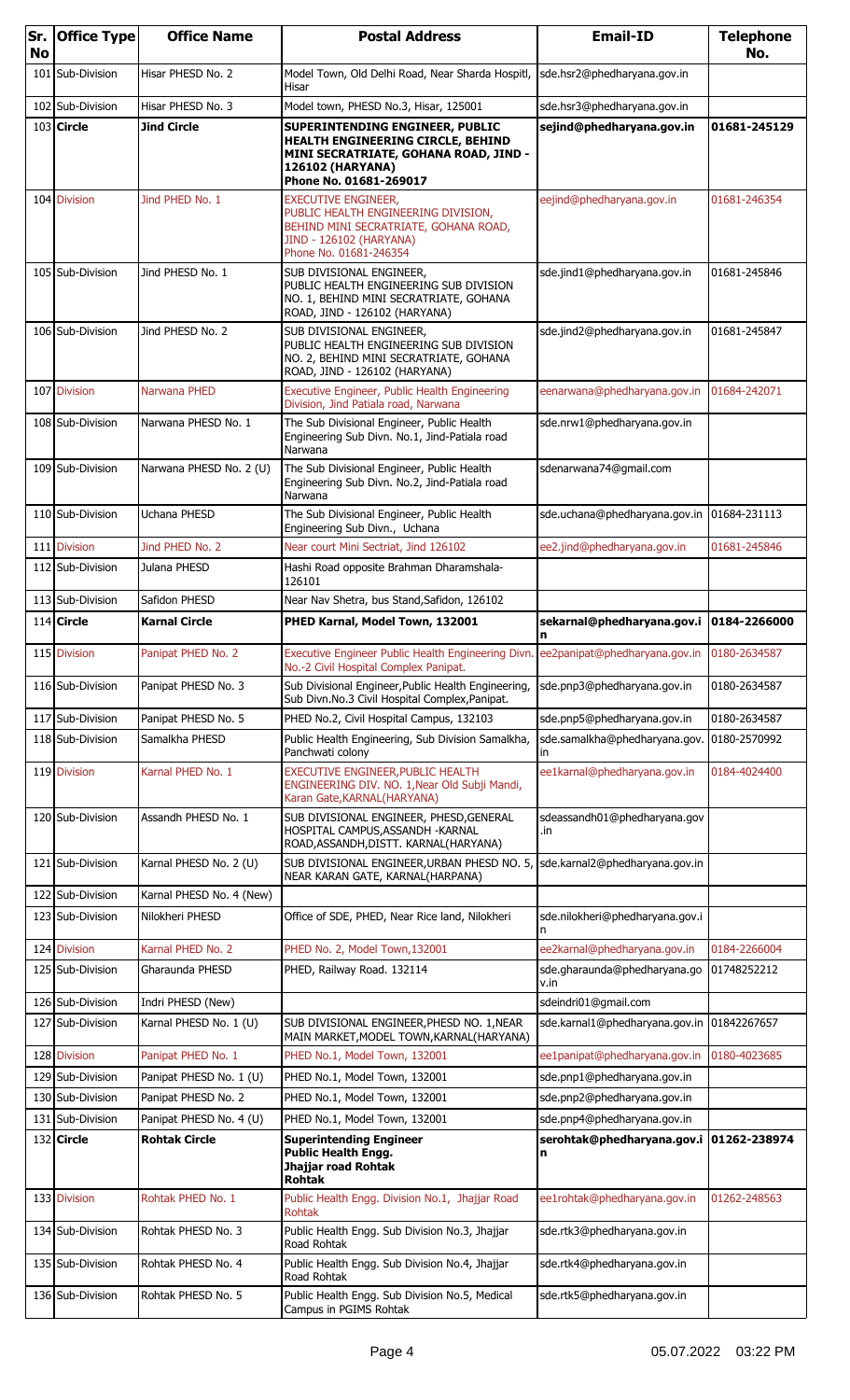| Sr. No | Office Type | Office Name | Postal Address | Email-ID | Telephone No. |
|---|---|---|---|---|---|
| 101 | Sub-Division | Hisar PHESD No. 2 | Model Town, Old Delhi Road, Near Sharda Hospitl, Hisar | sde.hsr2@phedharyana.gov.in | |
| 102 | Sub-Division | Hisar PHESD No. 3 | Model town, PHESD No.3, Hisar, 125001 | sde.hsr3@phedharyana.gov.in | |
| 103 | **Circle** | **Jind Circle** | **SUPERINTENDING ENGINEER, PUBLIC HEALTH ENGINEERING CIRCLE, BEHIND MINI SECRATRIATE, GOHANA ROAD, JIND - 126102 (HARYANA) Phone No. 01681-269017** | **sejind@phedharyana.gov.in** | **01681-245129** |
| 104 | Division | Jind PHED No. 1 | EXECUTIVE ENGINEER, PUBLIC HEALTH ENGINEERING DIVISION, BEHIND MINI SECRATRIATE, GOHANA ROAD, JIND - 126102 (HARYANA) Phone No. 01681-246354 | eejind@phedharyana.gov.in | 01681-246354 |
| 105 | Sub-Division | Jind PHESD No. 1 | SUB DIVISIONAL ENGINEER, PUBLIC HEALTH ENGINEERING SUB DIVISION NO. 1, BEHIND MINI SECRATRIATE, GOHANA ROAD, JIND - 126102 (HARYANA) | sde.jind1@phedharyana.gov.in | 01681-245846 |
| 106 | Sub-Division | Jind PHESD No. 2 | SUB DIVISIONAL ENGINEER, PUBLIC HEALTH ENGINEERING SUB DIVISION NO. 2, BEHIND MINI SECRATRIATE, GOHANA ROAD, JIND - 126102 (HARYANA) | sde.jind2@phedharyana.gov.in | 01681-245847 |
| 107 | Division | Narwana PHED | Executive Engineer, Public Health Engineering Division, Jind Patiala road, Narwana | eenarwana@phedharyana.gov.in | 01684-242071 |
| 108 | Sub-Division | Narwana PHESD No. 1 | The Sub Divisional Engineer, Public Health Engineering Sub Divn. No.1, Jind-Patiala road Narwana | sde.nrw1@phedharyana.gov.in | |
| 109 | Sub-Division | Narwana PHESD No. 2 (U) | The Sub Divisional Engineer, Public Health Engineering Sub Divn. No.2, Jind-Patiala road Narwana | sdenarwana74@gmail.com | |
| 110 | Sub-Division | Uchana PHESD | The Sub Divisional Engineer, Public Health Engineering Sub Divn., Uchana | sde.uchana@phedharyana.gov.in | 01684-231113 |
| 111 | Division | Jind PHED No. 2 | Near court Mini Sectriat, Jind 126102 | ee2.jind@phedharyana.gov.in | 01681-245846 |
| 112 | Sub-Division | Julana PHESD | Hashi Road opposite Brahman Dharamshala-126101 | | |
| 113 | Sub-Division | Safidon PHESD | Near Nav Shetra, bus Stand,Safidon, 126102 | | |
| 114 | **Circle** | **Karnal Circle** | **PHED Karnal, Model Town, 132001** | **sekarnal@phedharyana.gov.in** | **0184-2266000** |
| 115 | Division | Panipat PHED No. 2 | Executive Engineer Public Health Engineering Divn. No.-2 Civil Hospital Complex Panipat. | ee2panipat@phedharyana.gov.in | 0180-2634587 |
| 116 | Sub-Division | Panipat PHESD No. 3 | Sub Divisional Engineer,Public Health Engineering, Sub Divn.No.3 Civil Hospital Complex,Panipat. | sde.pnp3@phedharyana.gov.in | 0180-2634587 |
| 117 | Sub-Division | Panipat PHESD No. 5 | PHED No.2, Civil Hospital Campus, 132103 | sde.pnp5@phedharyana.gov.in | 0180-2634587 |
| 118 | Sub-Division | Samalkha PHESD | Public Health Engineering, Sub Division Samalkha, Panchwati colony | sde.samalkha@phedharyana.gov.in | 0180-2570992 |
| 119 | Division | Karnal PHED No. 1 | EXECUTIVE ENGINEER,PUBLIC HEALTH ENGINEERING DIV. NO. 1,Near Old Subji Mandi, Karan Gate,KARNAL(HARYANA) | ee1karnal@phedharyana.gov.in | 0184-4024400 |
| 120 | Sub-Division | Assandh PHESD No. 1 | SUB DIVISIONAL ENGINEER, PHESD,GENERAL HOSPITAL CAMPUS,ASSANDH -KARNAL ROAD,ASSANDH,DISTT. KARNAL(HARYANA) | sdeassandh01@phedharyana.gov.in | |
| 121 | Sub-Division | Karnal PHESD No. 2 (U) | SUB DIVISIONAL ENGINEER,URBAN PHESD NO. 5, NEAR KARAN GATE, KARNAL(HARPANA) | sde.karnal2@phedharyana.gov.in | |
| 122 | Sub-Division | Karnal PHESD No. 4 (New) | | | |
| 123 | Sub-Division | Nilokheri PHESD | Office of SDE, PHED, Near Rice land, Nilokheri | sde.nilokheri@phedharyana.gov.in | |
| 124 | Division | Karnal PHED No. 2 | PHED No. 2, Model Town,132001 | ee2karnal@phedharyana.gov.in | 0184-2266004 |
| 125 | Sub-Division | Gharaunda PHESD | PHED, Railway Road. 132114 | sde.gharaunda@phedharyana.gov.in | 01748252212 |
| 126 | Sub-Division | Indri PHESD (New) | | sdeindri01@gmail.com | |
| 127 | Sub-Division | Karnal PHESD No. 1 (U) | SUB DIVISIONAL ENGINEER,PHESD NO. 1,NEAR MAIN MARKET,MODEL TOWN,KARNAL(HARYANA) | sde.karnal1@phedharyana.gov.in | 01842267657 |
| 128 | Division | Panipat PHED No. 1 | PHED No.1, Model Town, 132001 | ee1panipat@phedharyana.gov.in | 0180-4023685 |
| 129 | Sub-Division | Panipat PHESD No. 1 (U) | PHED No.1, Model Town, 132001 | sde.pnp1@phedharyana.gov.in | |
| 130 | Sub-Division | Panipat PHESD No. 2 | PHED No.1, Model Town, 132001 | sde.pnp2@phedharyana.gov.in | |
| 131 | Sub-Division | Panipat PHESD No. 4 (U) | PHED No.1, Model Town, 132001 | sde.pnp4@phedharyana.gov.in | |
| 132 | **Circle** | **Rohtak Circle** | **Superintending Engineer Public Health Engg. Jhajjar road Rohtak Rohtak** | **serohtak@phedharyana.gov.in** | **01262-238974** |
| 133 | Division | Rohtak PHED No. 1 | Public Health Engg. Division No.1, Jhajjar Road Rohtak | ee1rohtak@phedharyana.gov.in | 01262-248563 |
| 134 | Sub-Division | Rohtak PHESD No. 3 | Public Health Engg. Sub Division No.3, Jhajjar Road Rohtak | sde.rtk3@phedharyana.gov.in | |
| 135 | Sub-Division | Rohtak PHESD No. 4 | Public Health Engg. Sub Division No.4, Jhajjar Road Rohtak | sde.rtk4@phedharyana.gov.in | |
| 136 | Sub-Division | Rohtak PHESD No. 5 | Public Health Engg. Sub Division No.5, Medical Campus in PGIMS Rohtak | sde.rtk5@phedharyana.gov.in | |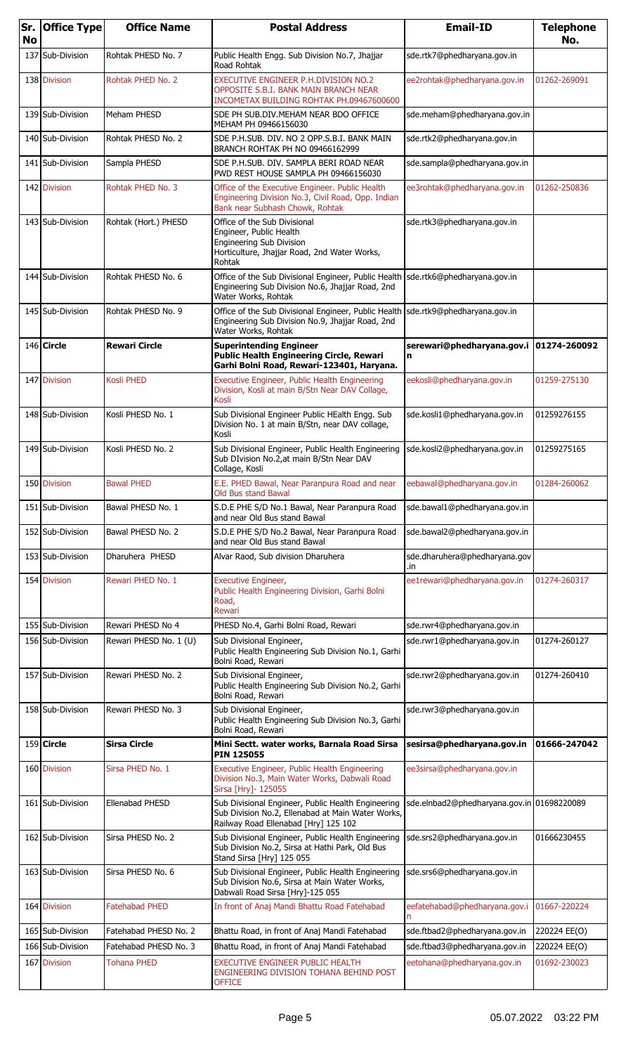| Sr. No | Office Type | Office Name | Postal Address | Email-ID | Telephone No. |
|---|---|---|---|---|---|
| 137 | Sub-Division | Rohtak PHESD No. 7 | Public Health Engg. Sub Division No.7, Jhajjar Road Rohtak | sde.rtk7@phedharyana.gov.in | |
| 138 | Division | Rohtak PHED No. 2 | EXECUTIVE ENGINEER P.H.DIVISION NO.2 OPPOSITE S.B.I. BANK MAIN BRANCH NEAR INCOMETAX BUILDING ROHTAK PH.09467600600 | ee2rohtak@phedharyana.gov.in | 01262-269091 |
| 139 | Sub-Division | Meham PHESD | SDE PH SUB.DIV.MEHAM NEAR BDO OFFICE MEHAM PH 09466156030 | sde.meham@phedharyana.gov.in | |
| 140 | Sub-Division | Rohtak PHESD No. 2 | SDE P.H.SUB. DIV. NO 2 OPP.S.B.I. BANK MAIN BRANCH ROHTAK PH NO 09466162999 | sde.rtk2@phedharyana.gov.in | |
| 141 | Sub-Division | Sampla PHESD | SDE P.H.SUB. DIV. SAMPLA BERI ROAD NEAR PWD REST HOUSE SAMPLA PH 09466156030 | sde.sampla@phedharyana.gov.in | |
| 142 | Division | Rohtak PHED No. 3 | Office of the Executive Engineer. Public Health Engineering Division No.3, Civil Road, Opp. Indian Bank near Subhash Chowk, Rohtak | ee3rohtak@phedharyana.gov.in | 01262-250836 |
| 143 | Sub-Division | Rohtak (Hort.) PHESD | Office of the Sub Divisional Engineer, Public Health Engineering Sub Division Horticulture, Jhajjar Road, 2nd Water Works, Rohtak | sde.rtk3@phedharyana.gov.in | |
| 144 | Sub-Division | Rohtak PHESD No. 6 | Office of the Sub Divisional Engineer, Public Health Engineering Sub Division No.6, Jhajjar Road, 2nd Water Works, Rohtak | sde.rtk6@phedharyana.gov.in | |
| 145 | Sub-Division | Rohtak PHESD No. 9 | Office of the Sub Divisional Engineer, Public Health Engineering Sub Division No.9, Jhajjar Road, 2nd Water Works, Rohtak | sde.rtk9@phedharyana.gov.in | |
| 146 | **Circle** | **Rewari Circle** | **Superintending Engineer Public Health Engineering Circle, Rewari Garhi Bolni Road, Rewari-123401, Haryana.** | **serewari@phedharyana.gov.in** | **01274-260092** |
| 147 | Division | Kosli PHED | Executive Engineer, Public Health Engineering Division, Kosli at main B/Stn Near DAV Collage, Kosli | eekosli@phedharyana.gov.in | 01259-275130 |
| 148 | Sub-Division | Kosli PHESD No. 1 | Sub Divisional Engineer Public HEalth Engg. Sub Division No. 1 at main B/Stn, near DAV collage, Kosli | sde.kosli1@phedharyana.gov.in | 01259276155 |
| 149 | Sub-Division | Kosli PHESD No. 2 | Sub Divisional Engineer, Public Health Engineering Sub DIvision No.2,at main B/Stn Near DAV Collage, Kosli | sde.kosli2@phedharyana.gov.in | 01259275165 |
| 150 | Division | Bawal PHED | E.E. PHED Bawal, Near Paranpura Road and near Old Bus stand Bawal | eebawal@phedharyana.gov.in | 01284-260062 |
| 151 | Sub-Division | Bawal PHESD No. 1 | S.D.E PHE S/D No.1 Bawal, Near Paranpura Road and near Old Bus stand Bawal | sde.bawal1@phedharyana.gov.in | |
| 152 | Sub-Division | Bawal PHESD No. 2 | S.D.E PHE S/D No.2 Bawal, Near Paranpura Road and near Old Bus stand Bawal | sde.bawal2@phedharyana.gov.in | |
| 153 | Sub-Division | Dharuhera PHESD | Alvar Raod, Sub division Dharuhera | sde.dharuhera@phedharyana.gov.in | |
| 154 | Division | Rewari PHED No. 1 | Executive Engineer, Public Health Engineering Division, Garhi Bolni Road, Rewari | ee1rewari@phedharyana.gov.in | 01274-260317 |
| 155 | Sub-Division | Rewari PHESD No 4 | PHESD No.4, Garhi Bolni Road, Rewari | sde.rwr4@phedharyana.gov.in | |
| 156 | Sub-Division | Rewari PHESD No. 1 (U) | Sub Divisional Engineer, Public Health Engineering Sub Division No.1, Garhi Bolni Road, Rewari | sde.rwr1@phedharyana.gov.in | 01274-260127 |
| 157 | Sub-Division | Rewari PHESD No. 2 | Sub Divisional Engineer, Public Health Engineering Sub Division No.2, Garhi Bolni Road, Rewari | sde.rwr2@phedharyana.gov.in | 01274-260410 |
| 158 | Sub-Division | Rewari PHESD No. 3 | Sub Divisional Engineer, Public Health Engineering Sub Division No.3, Garhi Bolni Road, Rewari | sde.rwr3@phedharyana.gov.in | |
| 159 | **Circle** | **Sirsa Circle** | **Mini Sectt. water works, Barnala Road Sirsa PIN 125055** | **sesirsa@phedharyana.gov.in** | **01666-247042** |
| 160 | Division | Sirsa PHED No. 1 | Executive Engineer, Public Health Engineering Division No.3, Main Water Works, Dabwali Road Sirsa [Hry]- 125055 | ee3sirsa@phedharyana.gov.in | |
| 161 | Sub-Division | Ellenabad PHESD | Sub Divisional Engineer, Public Health Engineering Sub Division No.2, Ellenabad at Main Water Works, Railway Road Ellenabad [Hry] 125 102 | sde.elnbad2@phedharyana.gov.in | 01698220089 |
| 162 | Sub-Division | Sirsa PHESD No. 2 | Sub Divisional Engineer, Public Health Engineering Sub Division No.2, Sirsa at Hathi Park, Old Bus Stand Sirsa [Hry] 125 055 | sde.srs2@phedharyana.gov.in | 01666230455 |
| 163 | Sub-Division | Sirsa PHESD No. 6 | Sub Divisional Engineer, Public Health Engineering Sub Division No.6, Sirsa at Main Water Works, Dabwali Road Sirsa [Hry]-125 055 | sde.srs6@phedharyana.gov.in | |
| 164 | Division | Fatehabad PHED | In front of Anaj Mandi Bhattu Road Fatehabad | eefatehabad@phedharyana.gov.in | 01667-220224 |
| 165 | Sub-Division | Fatehabad PHESD No. 2 | Bhattu Road, in front of Anaj Mandi Fatehabad | sde.ftbad2@phedharyana.gov.in | 220224 EE(O) |
| 166 | Sub-Division | Fatehabad PHESD No. 3 | Bhattu Road, in front of Anaj Mandi Fatehabad | sde.ftbad3@phedharyana.gov.in | 220224 EE(O) |
| 167 | Division | Tohana PHED | EXECUTIVE ENGINEER PUBLIC HEALTH ENGINEERING DIVISION TOHANA BEHIND POST OFFICE | eetohana@phedharyana.gov.in | 01692-230023 |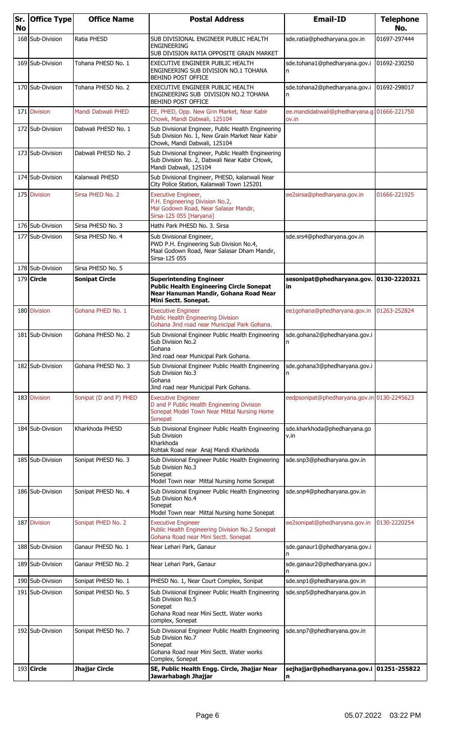| Sr. No | Office Type | Office Name | Postal Address | Email-ID | Telephone No. |
|---|---|---|---|---|---|
| 168 | Sub-Division | Ratia PHESD | SUB DIVISIONAL ENGINEER PUBLIC HEALTH ENGINEERING SUB DIVISION RATIA OPPOSITE GRAIN MARKET | sde.ratia@phedharyana.gov.in | 01697-297444 |
| 169 | Sub-Division | Tohana PHESD No. 1 | EXECUTIVE ENGINEER PUBLIC HEALTH ENGINEERING SUB DIVISION NO.1 TOHANA BEHIND POST OFFICE | sde.tohana1@phedharyana.gov.in | 01692-230250 |
| 170 | Sub-Division | Tohana PHESD No. 2 | EXECUTIVE ENGINEER PUBLIC HEALTH ENGINEERING SUB DIVISION NO.2 TOHANA BEHIND POST OFFICE | sde.tohana2@phedharyana.gov.in | 01692-298017 |
| 171 | Division | Mandi Dabwali PHED | EE, PHED, Opp. New Grin Market, Near Kabir Chowk, Mandi Dabwali, 125104 | ee.mandidabwali@phedharyana.gov.in | 01666-221750 |
| 172 | Sub-Division | Dabwali PHESD No. 1 | Sub Divisional Engineer, Public Health Engineering Sub Division No. 1, New Grain Market Near Kabir Chowk, Mandi Dabwali, 125104 | | |
| 173 | Sub-Division | Dabwali PHESD No. 2 | Sub Divisional Engineer, Public Health Engineering Sub Division No. 2, Dabwali Near Kabir CHowk, Mandi Dabwali, 125104 | | |
| 174 | Sub-Division | Kalanwali PHESD | Sub Divisional Engineer, PHESD, kalanwali Near City Police Station, Kalanwali Town 125201 | | |
| 175 | Division | Sirsa PHED No. 2 | Executive Engineer, P.H. Engineering Division No.2, Mal Godown Road, Near Salasar Mandir, Sirsa-125 055 [Haryana] | ee2sirsa@phedharyana.gov.in | 01666-221925 |
| 176 | Sub-Division | Sirsa PHESD No. 3 | Hathi Park PHESD No. 3. Sirsa | | |
| 177 | Sub-Division | Sirsa PHESD No. 4 | Sub Divisional Engineer, PWD P.H. Engineering Sub Division No.4, Maal Godown Road, Near Salasar Dham Mandir, Sirsa-125 055 | sde.srs4@phedharyana.gov.in | |
| 178 | Sub-Division | Sirsa PHESD No. 5 | | | |
| 179 | **Circle** | **Sonipat Circle** | **Superintending Engineer Public Health Engineering Circle Sonepat Near Hanuman Mandir, Gohana Road Near Mini Sectt. Sonepat.** | **sesonipat@phedharyana.gov.in** | **0130-2220321** |
| 180 | Division | Gohana PHED No. 1 | Executive Engineer Public Health Engineering Division Gohana Jind road near Municipal Park Gohana. | ee1gohana@phedharyana.gov.in | 01263-252824 |
| 181 | Sub-Division | Gohana PHESD No. 2 | Sub Divisional Engineer Public Health Engineering Sub Division No.2 Gohana Jind road near Municipal Park Gohana. | sde.gohana2@phedharyana.gov.in | |
| 182 | Sub-Division | Gohana PHESD No. 3 | Sub Divisional Engineer Public Health Engineering Sub Division No.3 Gohana Jind road near Municipal Park Gohana. | sde.gohana3@phedharyana.gov.in | |
| 183 | Division | Sonipat (D and P) PHED | Executive Engineer D and P Public Health Engineering Division Sonepat Model Town Near Mittal Nursing Home Sonepat | eedpsonipat@phedharyana.gov.in | 0130-2245623 |
| 184 | Sub-Division | Kharkhoda PHESD | Sub Divisional Engineer Public Health Engineering Sub Division Kharkhoda Rohtak Road near Anaj Mandi Kharkhoda | sde.kharkhoda@phedharyana.gov.in | |
| 185 | Sub-Division | Sonipat PHESD No. 3 | Sub Divisional Engineer Public Health Engineering Sub Division No.3 Sonepat Model Town near Mittal Nursing home Sonepat | sde.snp3@phedharyana.gov.in | |
| 186 | Sub-Division | Sonipat PHESD No. 4 | Sub Divisional Engineer Public Health Engineering Sub Division No.4 Sonepat Model Town near Mittal Nursing home Sonepat | sde.snp4@phedharyana.gov.in | |
| 187 | Division | Sonipat PHED No. 2 | Executive Engineer Public Health Engineering Division No.2 Sonepat Gohana Road near Mini Sectt. Sonepat | ee2sonipat@phedharyana.gov.in | 0130-2220254 |
| 188 | Sub-Division | Ganaur PHESD No. 1 | Near Lehari Park, Ganaur | sde.ganaur1@phedharyana.gov.in | |
| 189 | Sub-Division | Ganaur PHESD No. 2 | Near Lehari Park, Ganaur | sde.ganaur2@phedharyana.gov.in | |
| 190 | Sub-Division | Sonipat PHESD No. 1 | PHESD No. 1, Near Court Complex, Sonipat | sde.snp1@phedharyana.gov.in | |
| 191 | Sub-Division | Sonipat PHESD No. 5 | Sub Divisional Engineer Public Health Engineering Sub Division No.5 Sonepat Gohana Road near Mini Sectt. Water works complex, Sonepat | sde.snp5@phedharyana.gov.in | |
| 192 | Sub-Division | Sonipat PHESD No. 7 | Sub Divisional Engineer Public Health Engineering Sub Division No.7 Sonepat Gohana Road near Mini Sectt. Water works Complex, Sonepat | sde.snp7@phedharyana.gov.in | |
| 193 | **Circle** | **Jhajjar Circle** | **SE, Public Health Engg. Circle, Jhajjar Near Jawarhabagh Jhajjar** | **sejhajjar@phedharyana.gov.in** | **01251-255822** |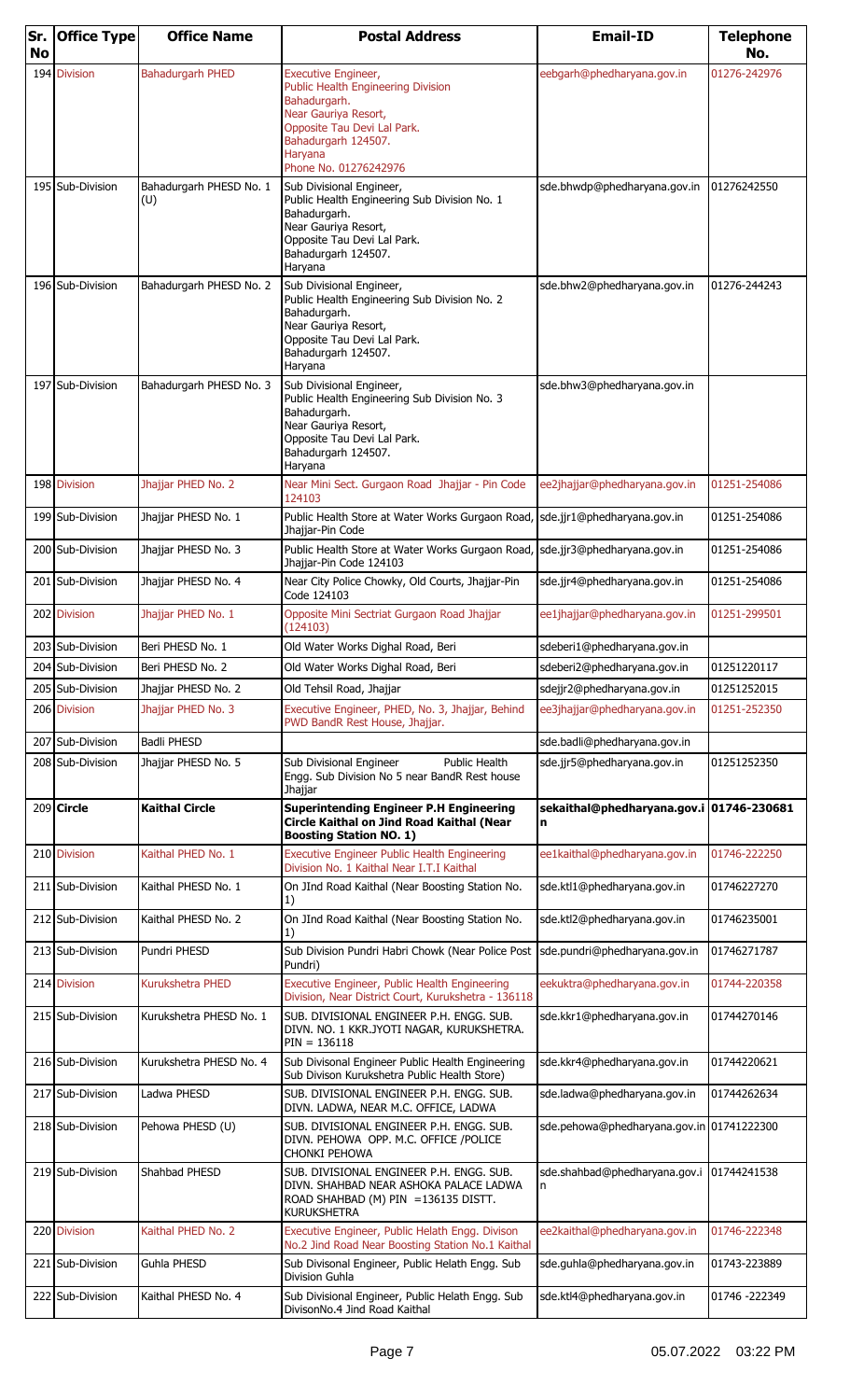| Sr. No | Office Type | Office Name | Postal Address | Email-ID | Telephone No. |
|---|---|---|---|---|---|
| 194 | Division | Bahadurgarh PHED | Executive Engineer, Public Health Engineering Division Bahadurgarh. Near Gauriya Resort, Opposite Tau Devi Lal Park. Bahadurgarh 124507. Haryana Phone No. 01276242976 | eebgarh@phedharyana.gov.in | 01276-242976 |
| 195 | Sub-Division | Bahadurgarh PHESD No. 1 (U) | Sub Divisional Engineer, Public Health Engineering Sub Division No. 1 Bahadurgarh. Near Gauriya Resort, Opposite Tau Devi Lal Park. Bahadurgarh 124507. Haryana | sde.bhwdp@phedharyana.gov.in | 01276242550 |
| 196 | Sub-Division | Bahadurgarh PHESD No. 2 | Sub Divisional Engineer, Public Health Engineering Sub Division No. 2 Bahadurgarh. Near Gauriya Resort, Opposite Tau Devi Lal Park. Bahadurgarh 124507. Haryana | sde.bhw2@phedharyana.gov.in | 01276-244243 |
| 197 | Sub-Division | Bahadurgarh PHESD No. 3 | Sub Divisional Engineer, Public Health Engineering Sub Division No. 3 Bahadurgarh. Near Gauriya Resort, Opposite Tau Devi Lal Park. Bahadurgarh 124507. Haryana | sde.bhw3@phedharyana.gov.in | |
| 198 | Division | Jhajjar PHED No. 2 | Near Mini Sect. Gurgaon Road Jhajjar - Pin Code 124103 | ee2jhajjar@phedharyana.gov.in | 01251-254086 |
| 199 | Sub-Division | Jhajjar PHESD No. 1 | Public Health Store at Water Works Gurgaon Road, Jhajjar-Pin Code | sde.jjr1@phedharyana.gov.in | 01251-254086 |
| 200 | Sub-Division | Jhajjar PHESD No. 3 | Public Health Store at Water Works Gurgaon Road, Jhajjar-Pin Code 124103 | sde.jjr3@phedharyana.gov.in | 01251-254086 |
| 201 | Sub-Division | Jhajjar PHESD No. 4 | Near City Police Chowky, Old Courts, Jhajjar-Pin Code 124103 | sde.jjr4@phedharyana.gov.in | 01251-254086 |
| 202 | Division | Jhajjar PHED No. 1 | Opposite Mini Sectriat Gurgaon Road Jhajjar (124103) | ee1jhajjar@phedharyana.gov.in | 01251-299501 |
| 203 | Sub-Division | Beri PHESD No. 1 | Old Water Works Dighal Road, Beri | sdeberi1@phedharyana.gov.in | |
| 204 | Sub-Division | Beri PHESD No. 2 | Old Water Works Dighal Road, Beri | sdeberi2@phedharyana.gov.in | 01251220117 |
| 205 | Sub-Division | Jhajjar PHESD No. 2 | Old Tehsil Road, Jhajjar | sdejjr2@phedharyana.gov.in | 01251252015 |
| 206 | Division | Jhajjar PHED No. 3 | Executive Engineer, PHED, No. 3, Jhajjar, Behind PWD BandR Rest House, Jhajjar. | ee3jhajjar@phedharyana.gov.in | 01251-252350 |
| 207 | Sub-Division | Badli PHESD | | sde.badli@phedharyana.gov.in | |
| 208 | Sub-Division | Jhajjar PHESD No. 5 | Sub Divisional Engineer Public Health Engg. Sub Division No 5 near BandR Rest house Jhajjar | sde.jjr5@phedharyana.gov.in | 01251252350 |
| 209 | **Circle** | **Kaithal Circle** | **Superintending Engineer P.H Engineering Circle Kaithal on Jind Road Kaithal (Near Boosting Station NO. 1)** | **sekaithal@phedharyana.gov.in** | **01746-230681** |
| 210 | Division | Kaithal PHED No. 1 | Executive Engineer Public Health Engineering Division No. 1 Kaithal Near I.T.I Kaithal | ee1kaithal@phedharyana.gov.in | 01746-222250 |
| 211 | Sub-Division | Kaithal PHESD No. 1 | On JInd Road Kaithal (Near Boosting Station No. 1) | sde.ktl1@phedharyana.gov.in | 01746227270 |
| 212 | Sub-Division | Kaithal PHESD No. 2 | On JInd Road Kaithal (Near Boosting Station No. 1) | sde.ktl2@phedharyana.gov.in | 01746235001 |
| 213 | Sub-Division | Pundri PHESD | Sub Division Pundri Habri Chowk (Near Police Post Pundri) | sde.pundri@phedharyana.gov.in | 01746271787 |
| 214 | Division | Kurukshetra PHED | Executive Engineer, Public Health Engineering Division, Near District Court, Kurukshetra - 136118 | eekuktra@phedharyana.gov.in | 01744-220358 |
| 215 | Sub-Division | Kurukshetra PHESD No. 1 | SUB. DIVISIONAL ENGINEER P.H. ENGG. SUB. DIVN. NO. 1 KKR.JYOTI NAGAR, KURUKSHETRA. PIN = 136118 | sde.kkr1@phedharyana.gov.in | 01744270146 |
| 216 | Sub-Division | Kurukshetra PHESD No. 4 | Sub Divisonal Engineer Public Health Engineering Sub Divison Kurukshetra Public Health Store) | sde.kkr4@phedharyana.gov.in | 01744220621 |
| 217 | Sub-Division | Ladwa PHESD | SUB. DIVISIONAL ENGINEER P.H. ENGG. SUB. DIVN. LADWA, NEAR M.C. OFFICE, LADWA | sde.ladwa@phedharyana.gov.in | 01744262634 |
| 218 | Sub-Division | Pehowa PHESD (U) | SUB. DIVISIONAL ENGINEER P.H. ENGG. SUB. DIVN. PEHOWA OPP. M.C. OFFICE /POLICE CHONKI PEHOWA | sde.pehowa@phedharyana.gov.in | 01741222300 |
| 219 | Sub-Division | Shahbad PHESD | SUB. DIVISIONAL ENGINEER P.H. ENGG. SUB. DIVN. SHAHBAD NEAR ASHOKA PALACE LADWA ROAD SHAHBAD (M) PIN =136135 DISTT. KURUKSHETRA | sde.shahbad@phedharyana.gov.in | 01744241538 |
| 220 | Division | Kaithal PHED No. 2 | Executive Engineer, Public Helath Engg. Divison No.2 Jind Road Near Boosting Station No.1 Kaithal | ee2kaithal@phedharyana.gov.in | 01746-222348 |
| 221 | Sub-Division | Guhla PHESD | Sub Divisonal Engineer, Public Helath Engg. Sub Division Guhla | sde.guhla@phedharyana.gov.in | 01743-223889 |
| 222 | Sub-Division | Kaithal PHESD No. 4 | Sub Divisional Engineer, Public Helath Engg. Sub DivisonNo.4 Jind Road Kaithal | sde.ktl4@phedharyana.gov.in | 01746 -222349 |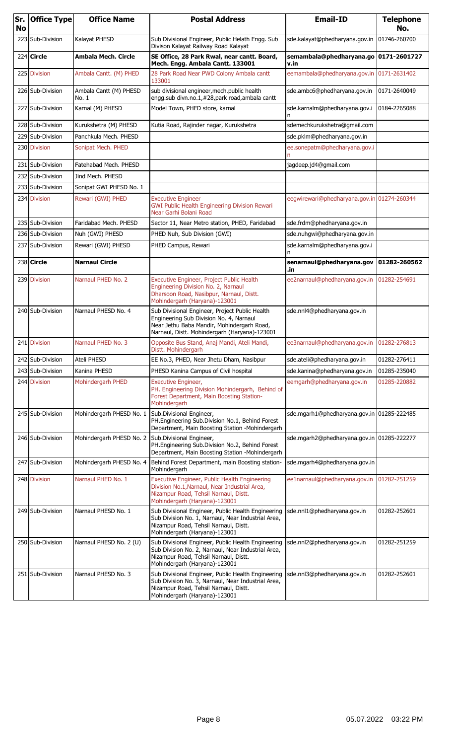| Sr. No | Office Type | Office Name | Postal Address | Email-ID | Telephone No. |
|---|---|---|---|---|---|
| 223 | Sub-Division | Kalayat PHESD | Sub Divisional Engineer, Public Helath Engg. Sub Divison Kalayat Railway Road Kalayat | sde.kalayat@phedharyana.gov.in | 01746-260700 |
| 224 | **Circle** | **Ambala Mech. Circle** | **SE Office, 28 Park Rwal, near cantt. Board, Mech. Engg. Ambala Cantt. 133001** | **semambala@phedharyana.gov.in** | **0171-2601727** |
| 225 | Division | Ambala Cantt. (M) PHED | 28 Park Road Near PWD Colony Ambala cantt 133001 | eemambala@phedharyana.gov.in | 0171-2631402 |
| 226 | Sub-Division | Ambala Cantt (M) PHESD No. 1 | sub divisional engineer,mech.public health engg.sub divn.no.1,#28,park road,ambala cantt | sde.ambc6@phedharyana.gov.in | 0171-2640049 |
| 227 | Sub-Division | Karnal (M) PHESD | Model Town, PHED store, karnal | sde.karnalm@phedharyana.gov.in | 0184-2265088 |
| 228 | Sub-Division | Kurukshetra (M) PHESD | Kutia Road, Rajinder nagar, Kurukshetra | sdemechkurukshetra@gmail.com | |
| 229 | Sub-Division | Panchkula Mech. PHESD | | sde.pklm@phedharyana.gov.in | |
| 230 | Division | Sonipat Mech. PHED | | ee.sonepatm@phedharyana.gov.in | |
| 231 | Sub-Division | Fatehabad Mech. PHESD | | jagdeep.jd4@gmail.com | |
| 232 | Sub-Division | Jind Mech. PHESD | | | |
| 233 | Sub-Division | Sonipat GWI PHESD No. 1 | | | |
| 234 | Division | Rewari (GWI) PHED | Executive Engineer GWI Public Health Engineering Division Rewari Near Garhi Bolani Road | eegwirewari@phedharyana.gov.in | 01274-260344 |
| 235 | Sub-Division | Faridabad Mech. PHESD | Sector 11, Near Metro station, PHED, Faridabad | sde.frdm@phedharyana.gov.in | |
| 236 | Sub-Division | Nuh (GWI) PHESD | PHED Nuh, Sub Division (GWI) | sde.nuhgwi@phedharyana.gov.in | |
| 237 | Sub-Division | Rewari (GWI) PHESD | PHED Campus, Rewari | sde.karnalm@phedharyana.gov.in | |
| 238 | **Circle** | **Narnaul Circle** | | **senarnaul@phedharyana.gov.in** | **01282-260562** |
| 239 | Division | Narnaul PHED No. 2 | Executive Engineer, Project Public Health Engineering Division No. 2, Narnaul Dharsoon Road, Nasibpur, Narnaul, Distt. Mohindergarh (Haryana)-123001 | ee2narnaul@phedharyana.gov.in | 01282-254691 |
| 240 | Sub-Division | Narnaul PHESD No. 4 | Sub Divisional Engineer, Project Public Health Engineering Sub Division No. 4, Narnaul Near Jethu Baba Mandir, Mohindergarh Road, Narnaul, Distt. Mohindergarh (Haryana)-123001 | sde.nnl4@phedharyana.gov.in | |
| 241 | Division | Narnaul PHED No. 3 | Opposite Bus Stand, Anaj Mandi, Ateli Mandi, Distt. Mohindergarh | ee3narnaul@phedharyana.gov.in | 01282-276813 |
| 242 | Sub-Division | Ateli PHESD | EE No.3, PHED, Near Jhetu Dham, Nasibpur | sde.ateli@phedharyana.gov.in | 01282-276411 |
| 243 | Sub-Division | Kanina PHESD | PHESD Kanina Campus of Civil hospital | sde.kanina@phedharyana.gov.in | 01285-235040 |
| 244 | Division | Mohindergarh PHED | Executive Engineer, PH. Engineering Division Mohindergarh, Behind of Forest Department, Main Boosting Station-Mohindergarh | eemgarh@phedharyana.gov.in | 01285-220882 |
| 245 | Sub-Division | Mohindergarh PHESD No. 1 | Sub.Divisional Engineer, PH.Engineering Sub.Division No.1, Behind Forest Department, Main Boosting Station -Mohindergarh | sde.mgarh1@phedharyana.gov.in | 01285-222485 |
| 246 | Sub-Division | Mohindergarh PHESD No. 2 | Sub.Divisional Engineer, PH.Engineering Sub.Division No.2, Behind Forest Department, Main Boosting Station -Mohindergarh | sde.mgarh2@phedharyana.gov.in | 01285-222277 |
| 247 | Sub-Division | Mohindergarh PHESD No. 4 | Behind Forest Department, main Boosting station-Mohindergarh | sde.mgarh4@phedharyana.gov.in | |
| 248 | Division | Narnaul PHED No. 1 | Executive Engineer, Public Health Engineering Division No.1,Narnaul, Near Industrial Area, Nizampur Road, Tehsil Narnaul, Distt. Mohindergarh (Haryana)-123001 | ee1narnaul@phedharyana.gov.in | 01282-251259 |
| 249 | Sub-Division | Narnaul PHESD No. 1 | Sub Divisional Engineer, Public Health Engineering Sub Division No. 1, Narnaul, Near Industrial Area, Nizampur Road, Tehsil Narnaul, Distt. Mohindergarh (Haryana)-123001 | sde.nnl1@phedharyana.gov.in | 01282-252601 |
| 250 | Sub-Division | Narnaul PHESD No. 2 (U) | Sub Divisional Engineer, Public Health Engineering Sub Division No. 2, Narnaul, Near Industrial Area, Nizampur Road, Tehsil Narnaul, Distt. Mohindergarh (Haryana)-123001 | sde.nnl2@phedharyana.gov.in | 01282-251259 |
| 251 | Sub-Division | Narnaul PHESD No. 3 | Sub Divisional Engineer, Public Health Engineering Sub Division No. 3, Narnaul, Near Industrial Area, Nizampur Road, Tehsil Narnaul, Distt. Mohindergarh (Haryana)-123001 | sde.nnl3@phedharyana.gov.in | 01282-252601 |

05.07.2022 03:22 PM